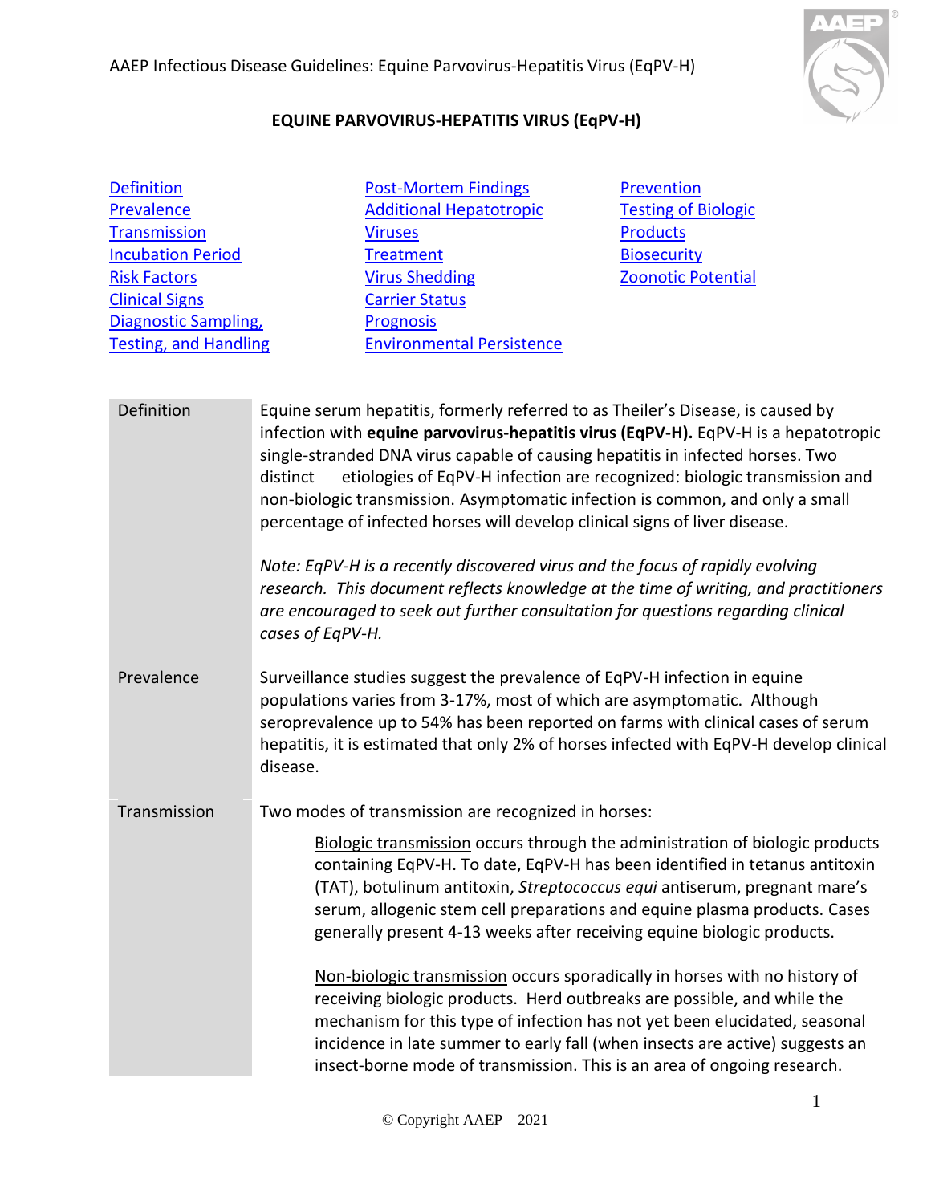# EQUINE PARVOVIRUS-HEPATITIS VIRUS (EqPV-H)

| | | |
|---|---|---|
| Definition | Post-Mortem Findings | Prevention |
| Prevalence | Additional Hepatotropic Viruses | Testing of Biologic Products |
| Transmission | Treatment | Biosecurity |
| Incubation Period | Virus Shedding | Zoonotic Potential |
| Risk Factors | Carrier Status | |
| Clinical Signs | Prognosis | |
| Diagnostic Sampling, Testing, and Handling | Environmental Persistence | |

## Definition

Equine serum hepatitis, formerly referred to as Theiler's Disease, is caused by infection with **equine parvovirus-hepatitis virus (EqPV-H).** EqPV-H is a hepatotropic single-stranded DNA virus capable of causing hepatitis in infected horses. Two distinct etiologies of EqPV-H infection are recognized: biologic transmission and non-biologic transmission. Asymptomatic infection is common, and only a small percentage of infected horses will develop clinical signs of liver disease.

*Note: EqPV-H is a recently discovered virus and the focus of rapidly evolving research. This document reflects knowledge at the time of writing, and practitioners are encouraged to seek out further consultation for questions regarding clinical cases of EqPV-H.*

## Prevalence

Surveillance studies suggest the prevalence of EqPV-H infection in equine populations varies from 3-17%, most of which are asymptomatic. Although seroprevalence up to 54% has been reported on farms with clinical cases of serum hepatitis, it is estimated that only 2% of horses infected with EqPV-H develop clinical disease.

## Transmission

Two modes of transmission are recognized in horses:

Biologic transmission occurs through the administration of biologic products containing EqPV-H. To date, EqPV-H has been identified in tetanus antitoxin (TAT), botulinum antitoxin, *Streptococcus equi* antiserum, pregnant mare's serum, allogenic stem cell preparations and equine plasma products. Cases generally present 4-13 weeks after receiving equine biologic products.

Non-biologic transmission occurs sporadically in horses with no history of receiving biologic products. Herd outbreaks are possible, and while the mechanism for this type of infection has not yet been elucidated, seasonal incidence in late summer to early fall (when insects are active) suggests an insect-borne mode of transmission. This is an area of ongoing research.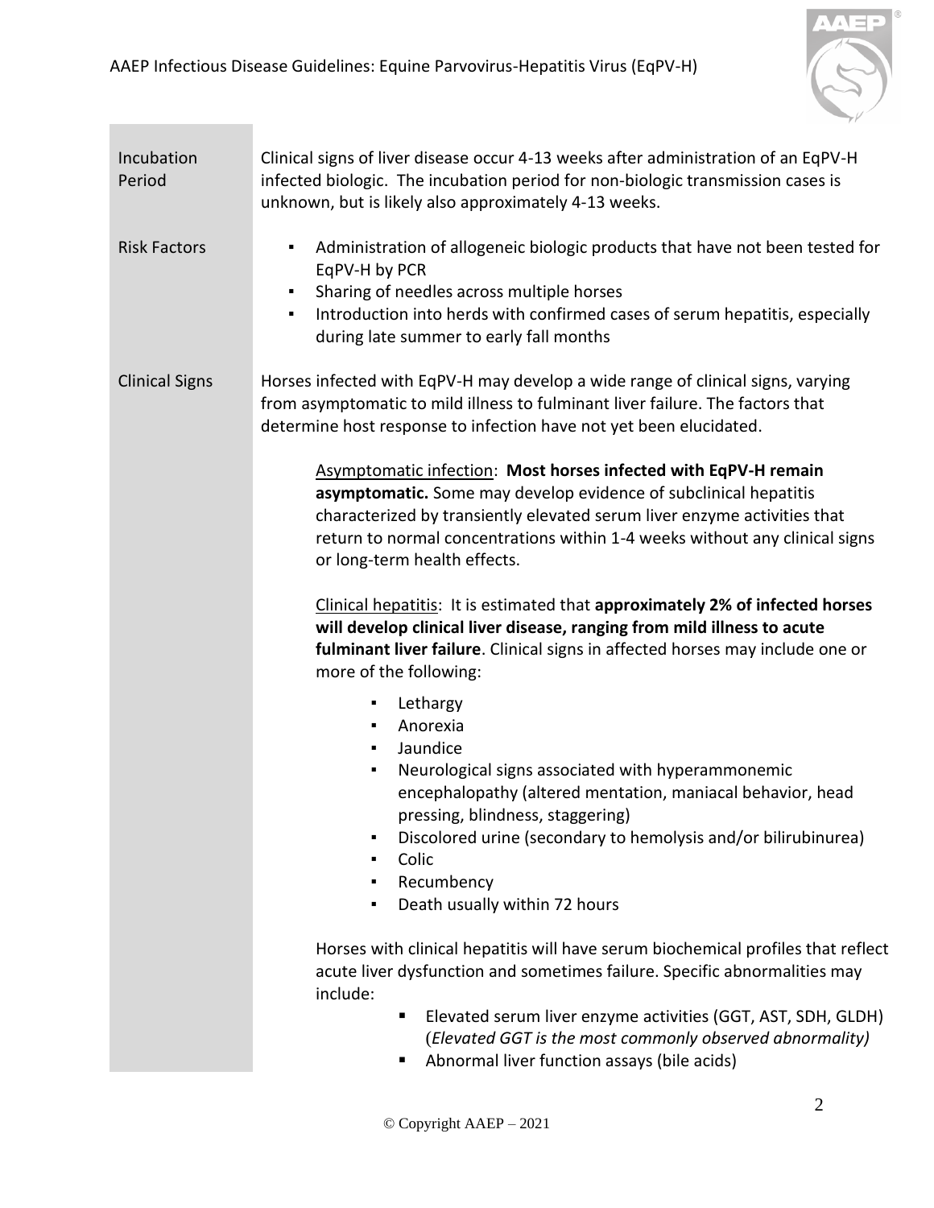**Incubation Period**

Clinical signs of liver disease occur 4-13 weeks after administration of an EqPV-H infected biologic. The incubation period for non-biologic transmission cases is unknown, but is likely also approximately 4-13 weeks.

**Risk Factors**

- Administration of allogeneic biologic products that have not been tested for EqPV-H by PCR
- Sharing of needles across multiple horses
- Introduction into herds with confirmed cases of serum hepatitis, especially during late summer to early fall months

**Clinical Signs**

Horses infected with EqPV-H may develop a wide range of clinical signs, varying from asymptomatic to mild illness to fulminant liver failure. The factors that determine host response to infection have not yet been elucidated.

Asymptomatic infection: **Most horses infected with EqPV-H remain asymptomatic.** Some may develop evidence of subclinical hepatitis characterized by transiently elevated serum liver enzyme activities that return to normal concentrations within 1-4 weeks without any clinical signs or long-term health effects.

Clinical hepatitis: It is estimated that **approximately 2% of infected horses will develop clinical liver disease, ranging from mild illness to acute fulminant liver failure**. Clinical signs in affected horses may include one or more of the following:

- Lethargy
- Anorexia
- Jaundice
- Neurological signs associated with hyperammonemic encephalopathy (altered mentation, maniacal behavior, head pressing, blindness, staggering)
- Discolored urine (secondary to hemolysis and/or bilirubinurea)
- Colic
- Recumbency
- Death usually within 72 hours

Horses with clinical hepatitis will have serum biochemical profiles that reflect acute liver dysfunction and sometimes failure. Specific abnormalities may include:

- Elevated serum liver enzyme activities (GGT, AST, SDH, GLDH) (*Elevated GGT is the most commonly observed abnormality)*
- Abnormal liver function assays (bile acids)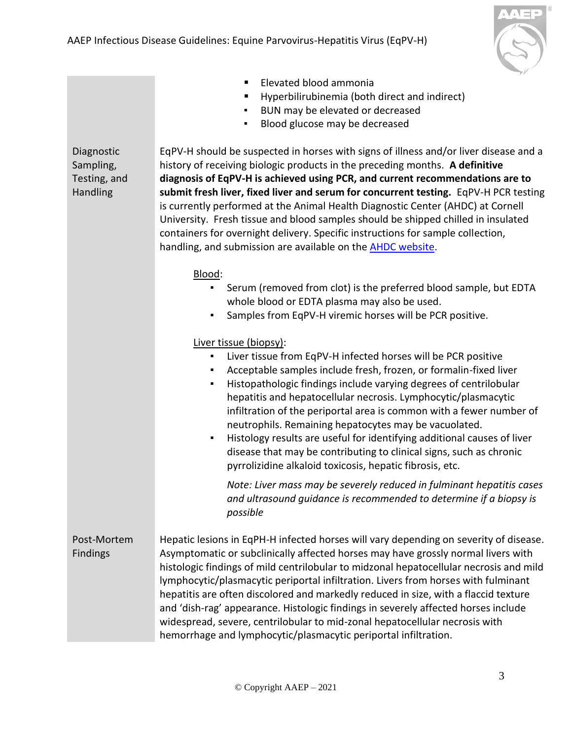- Elevated blood ammonia
- Hyperbilirubinemia (both direct and indirect)
- BUN may be elevated or decreased
- Blood glucose may be decreased

| | |
|---|---|
| Diagnostic Sampling, Testing, and Handling | EqPV-H should be suspected in horses with signs of illness and/or liver disease and a history of receiving biologic products in the preceding months. **A definitive diagnosis of EqPV-H is achieved using PCR, and current recommendations are to submit fresh liver, fixed liver and serum for concurrent testing.** EqPV-H PCR testing is currently performed at the Animal Health Diagnostic Center (AHDC) at Cornell University. Fresh tissue and blood samples should be shipped chilled in insulated containers for overnight delivery. Specific instructions for sample collection, handling, and submission are available on the [AHDC website](). |

<u>Blood</u>:

- Serum (removed from clot) is the preferred blood sample, but EDTA whole blood or EDTA plasma may also be used.
- Samples from EqPV-H viremic horses will be PCR positive.

<u>Liver tissue (biopsy)</u>:

- Liver tissue from EqPV-H infected horses will be PCR positive
- Acceptable samples include fresh, frozen, or formalin-fixed liver
- Histopathologic findings include varying degrees of centrilobular hepatitis and hepatocellular necrosis. Lymphocytic/plasmacytic infiltration of the periportal area is common with a fewer number of neutrophils. Remaining hepatocytes may be vacuolated.
- Histology results are useful for identifying additional causes of liver disease that may be contributing to clinical signs, such as chronic pyrrolizidine alkaloid toxicosis, hepatic fibrosis, etc.

*Note: Liver mass may be severely reduced in fulminant hepatitis cases and ultrasound guidance is recommended to determine if a biopsy is possible*

| | |
|---|---|
| Post-Mortem Findings | Hepatic lesions in EqPH-H infected horses will vary depending on severity of disease. Asymptomatic or subclinically affected horses may have grossly normal livers with histologic findings of mild centrilobular to midzonal hepatocellular necrosis and mild lymphocytic/plasmacytic periportal infiltration. Livers from horses with fulminant hepatitis are often discolored and markedly reduced in size, with a flaccid texture and 'dish-rag' appearance. Histologic findings in severely affected horses include widespread, severe, centrilobular to mid-zonal hepatocellular necrosis with hemorrhage and lymphocytic/plasmacytic periportal infiltration. |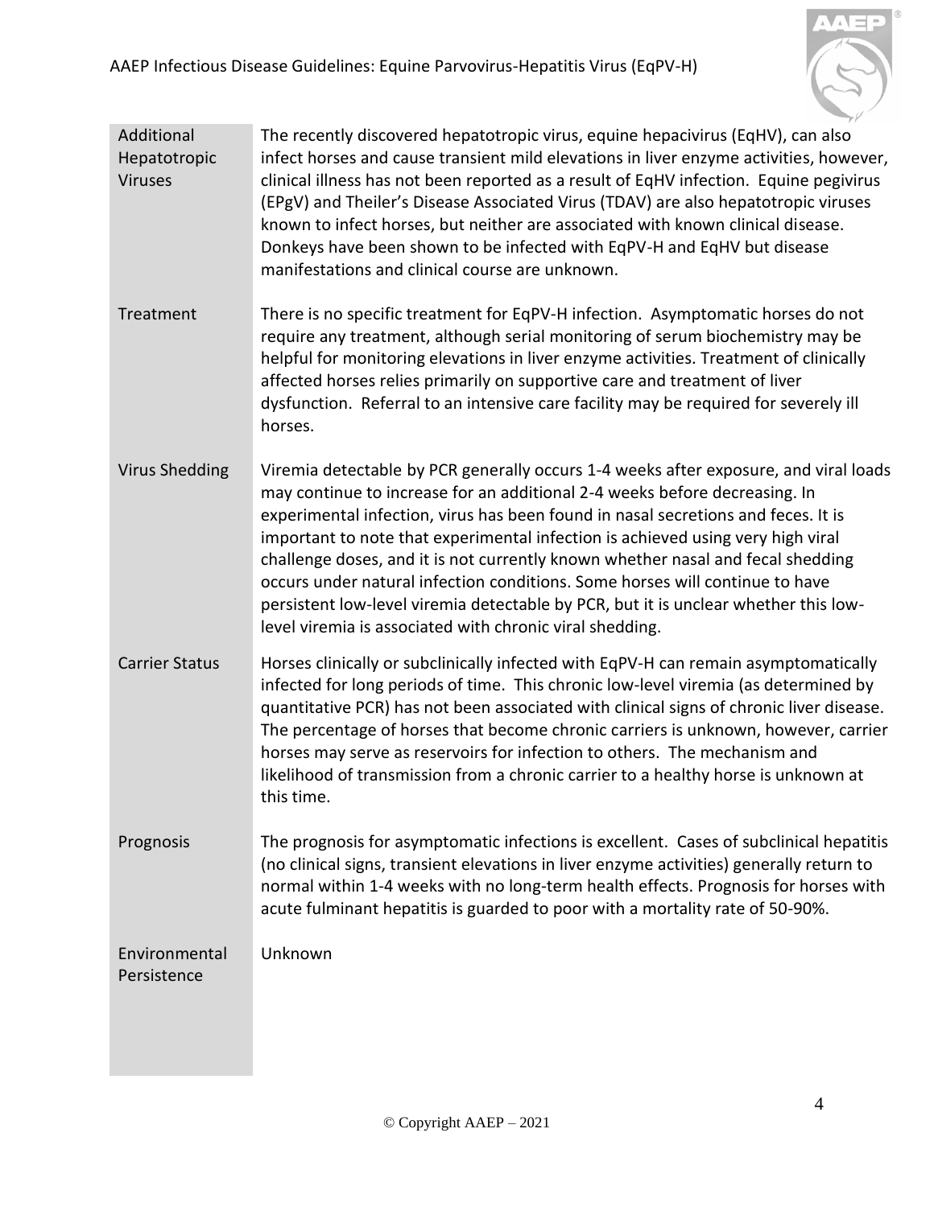| | |
|---|---|
| Additional Hepatotropic Viruses | The recently discovered hepatotropic virus, equine hepacivirus (EqHV), can also infect horses and cause transient mild elevations in liver enzyme activities, however, clinical illness has not been reported as a result of EqHV infection. Equine pegivirus (EPgV) and Theiler's Disease Associated Virus (TDAV) are also hepatotropic viruses known to infect horses, but neither are associated with known clinical disease. Donkeys have been shown to be infected with EqPV-H and EqHV but disease manifestations and clinical course are unknown. |
| Treatment | There is no specific treatment for EqPV-H infection. Asymptomatic horses do not require any treatment, although serial monitoring of serum biochemistry may be helpful for monitoring elevations in liver enzyme activities. Treatment of clinically affected horses relies primarily on supportive care and treatment of liver dysfunction. Referral to an intensive care facility may be required for severely ill horses. |
| Virus Shedding | Viremia detectable by PCR generally occurs 1-4 weeks after exposure, and viral loads may continue to increase for an additional 2-4 weeks before decreasing. In experimental infection, virus has been found in nasal secretions and feces. It is important to note that experimental infection is achieved using very high viral challenge doses, and it is not currently known whether nasal and fecal shedding occurs under natural infection conditions. Some horses will continue to have persistent low-level viremia detectable by PCR, but it is unclear whether this low-level viremia is associated with chronic viral shedding. |
| Carrier Status | Horses clinically or subclinically infected with EqPV-H can remain asymptomatically infected for long periods of time. This chronic low-level viremia (as determined by quantitative PCR) has not been associated with clinical signs of chronic liver disease. The percentage of horses that become chronic carriers is unknown, however, carrier horses may serve as reservoirs for infection to others. The mechanism and likelihood of transmission from a chronic carrier to a healthy horse is unknown at this time. |
| Prognosis | The prognosis for asymptomatic infections is excellent. Cases of subclinical hepatitis (no clinical signs, transient elevations in liver enzyme activities) generally return to normal within 1-4 weeks with no long-term health effects. Prognosis for horses with acute fulminant hepatitis is guarded to poor with a mortality rate of 50-90%. |
| Environmental Persistence | Unknown |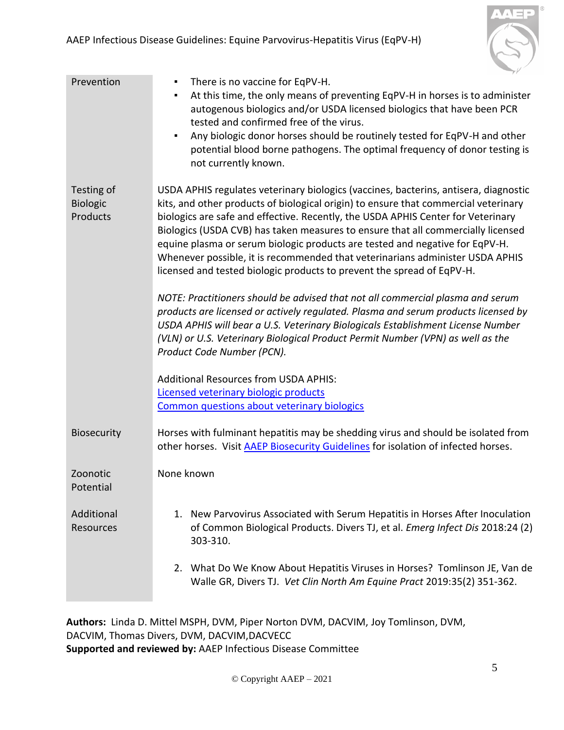| | |
|---|---|
| Prevention | ▪ There is no vaccine for EqPV-H.<br>▪ At this time, the only means of preventing EqPV-H in horses is to administer autogenous biologics and/or USDA licensed biologics that have been PCR tested and confirmed free of the virus.<br>▪ Any biologic donor horses should be routinely tested for EqPV-H and other potential blood borne pathogens. The optimal frequency of donor testing is not currently known. |
| Testing of Biologic Products | USDA APHIS regulates veterinary biologics (vaccines, bacterins, antisera, diagnostic kits, and other products of biological origin) to ensure that commercial veterinary biologics are safe and effective. Recently, the USDA APHIS Center for Veterinary Biologics (USDA CVB) has taken measures to ensure that all commercially licensed equine plasma or serum biologic products are tested and negative for EqPV-H. Whenever possible, it is recommended that veterinarians administer USDA APHIS licensed and tested biologic products to prevent the spread of EqPV-H.<br><br>*NOTE: Practitioners should be advised that not all commercial plasma and serum products are licensed or actively regulated. Plasma and serum products licensed by USDA APHIS will bear a U.S. Veterinary Biologicals Establishment License Number (VLN) or U.S. Veterinary Biological Product Permit Number (VPN) as well as the Product Code Number (PCN).*<br><br>Additional Resources from USDA APHIS:<br>Licensed veterinary biologic products<br>Common questions about veterinary biologics |
| Biosecurity | Horses with fulminant hepatitis may be shedding virus and should be isolated from other horses. Visit AAEP Biosecurity Guidelines for isolation of infected horses. |
| Zoonotic Potential | None known |
| Additional Resources | 1. New Parvovirus Associated with Serum Hepatitis in Horses After Inoculation of Common Biological Products. Divers TJ, et al. *Emerg Infect Dis* 2018:24 (2) 303-310.<br><br>2. What Do We Know About Hepatitis Viruses in Horses? Tomlinson JE, Van de Walle GR, Divers TJ. *Vet Clin North Am Equine Pract* 2019:35(2) 351-362. |

**Authors:** Linda D. Mittel MSPH, DVM, Piper Norton DVM, DACVIM, Joy Tomlinson, DVM, DACVIM, Thomas Divers, DVM, DACVIM,DACVECC
**Supported and reviewed by:** AAEP Infectious Disease Committee

© Copyright AAEP – 2021